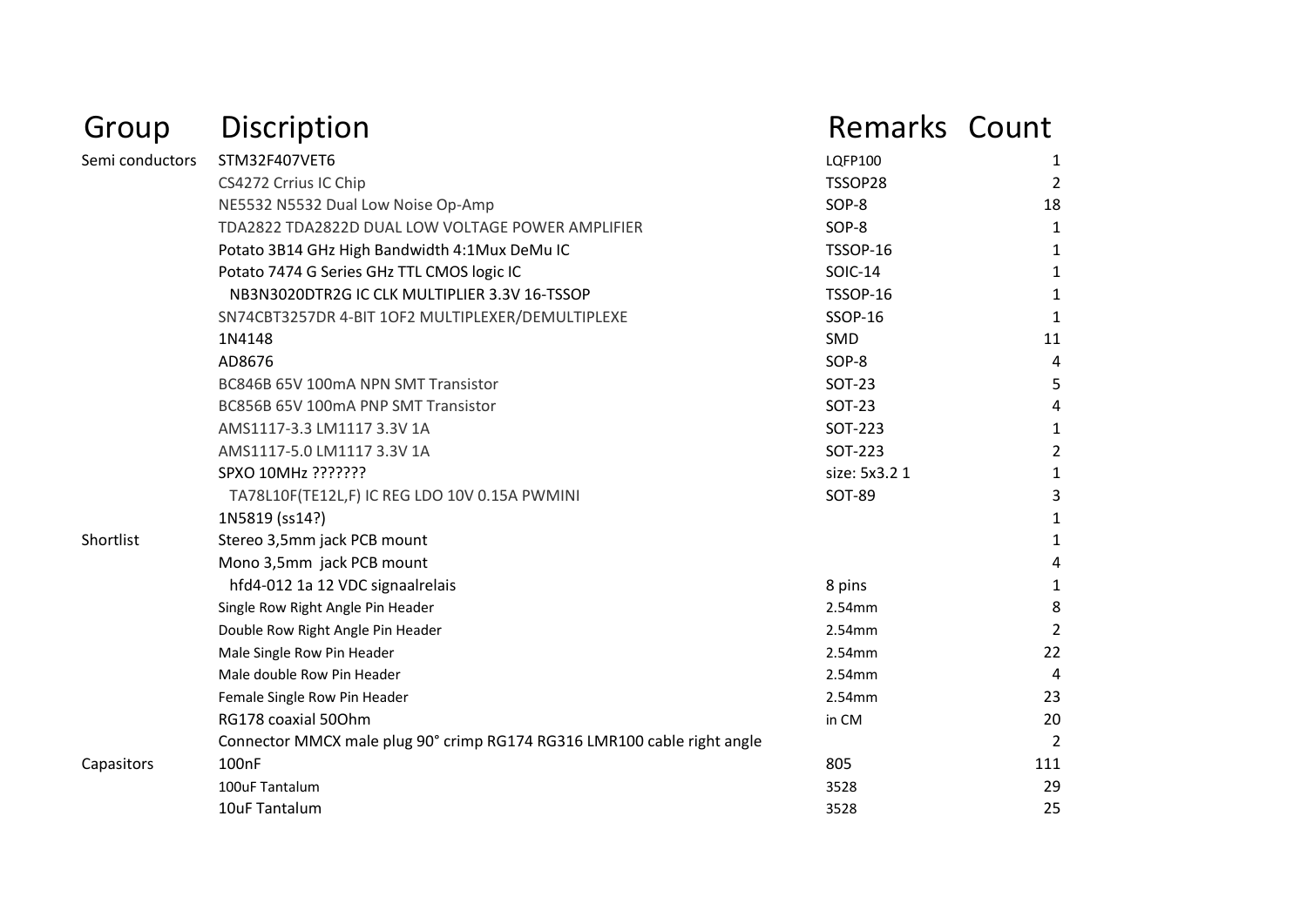| Group | Discription | Remarks | Count |
|---|---|---|---|
| Semi conductors | STM32F407VET6 | LQFP100 | 1 |
| | CS4272 Crrius IC Chip | TSSOP28 | 2 |
| | NE5532 N5532 Dual Low Noise Op-Amp | SOP-8 | 18 |
| | TDA2822 TDA2822D DUAL LOW VOLTAGE POWER AMPLIFIER | SOP-8 | 1 |
| | Potato 3B14 GHz High Bandwidth 4:1Mux DeMu IC | TSSOP-16 | 1 |
| | Potato 7474 G Series GHz TTL CMOS logic IC | SOIC-14 | 1 |
| | NB3N3020DTR2G IC CLK MULTIPLIER 3.3V 16-TSSOP | TSSOP-16 | 1 |
| | SN74CBT3257DR 4-BIT 1OF2 MULTIPLEXER/DEMULTIPLEXE | SSOP-16 | 1 |
| | 1N4148 | SMD | 11 |
| | AD8676 | SOP-8 | 4 |
| | BC846B 65V 100mA NPN SMT Transistor | SOT-23 | 5 |
| | BC856B 65V 100mA PNP SMT Transistor | SOT-23 | 4 |
| | AMS1117-3.3 LM1117 3.3V 1A | SOT-223 | 1 |
| | AMS1117-5.0 LM1117 3.3V 1A | SOT-223 | 2 |
| | SPXO 10MHz ??????? | size: 5x3.2 1 | 1 |
| | TA78L10F(TE12L,F) IC REG LDO 10V 0.15A PWMINI | SOT-89 | 3 |
| | 1N5819 (ss14?) | | 1 |
| Shortlist | Stereo 3,5mm jack PCB mount | | 1 |
| | Mono 3,5mm jack PCB mount | | 4 |
| | hfd4-012 1a 12 VDC signaalrelais | 8 pins | 1 |
| | Single Row Right Angle Pin Header | 2.54mm | 8 |
| | Double Row Right Angle Pin Header | 2.54mm | 2 |
| | Male Single Row Pin Header | 2.54mm | 22 |
| | Male double Row Pin Header | 2.54mm | 4 |
| | Female Single Row Pin Header | 2.54mm | 23 |
| | RG178 coaxial 50Ohm | in CM | 20 |
| | Connector MMCX male plug 90° crimp RG174 RG316 LMR100 cable right angle | | 2 |
| Capasitors | 100nF | 805 | 111 |
| | 100uF Tantalum | 3528 | 29 |
| | 10uF Tantalum | 3528 | 25 |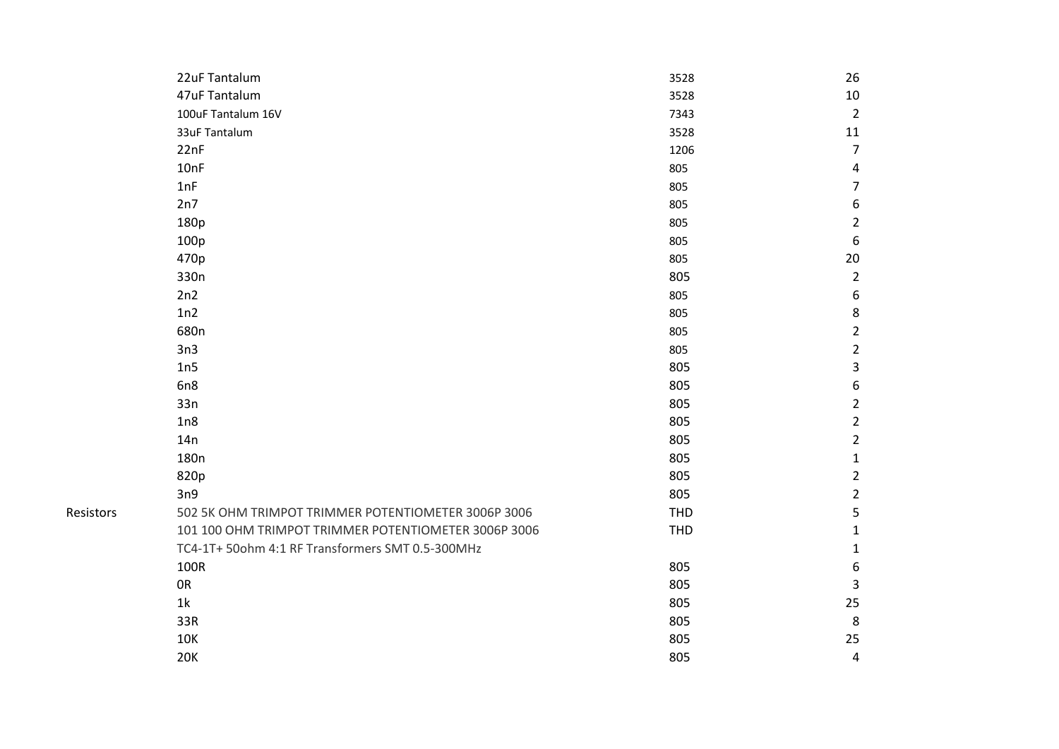| | | | |
|---|---|---|---|
| | 22uF Tantalum | 3528 | 26 |
| | 47uF Tantalum | 3528 | 10 |
| | 100uF Tantalum 16V | 7343 | 2 |
| | 33uF Tantalum | 3528 | 11 |
| | 22nF | 1206 | 7 |
| | 10nF | 805 | 4 |
| | 1nF | 805 | 7 |
| | 2n7 | 805 | 6 |
| | 180p | 805 | 2 |
| | 100p | 805 | 6 |
| | 470p | 805 | 20 |
| | 330n | 805 | 2 |
| | 2n2 | 805 | 6 |
| | 1n2 | 805 | 8 |
| | 680n | 805 | 2 |
| | 3n3 | 805 | 2 |
| | 1n5 | 805 | 3 |
| | 6n8 | 805 | 6 |
| | 33n | 805 | 2 |
| | 1n8 | 805 | 2 |
| | 14n | 805 | 2 |
| | 180n | 805 | 1 |
| | 820p | 805 | 2 |
| | 3n9 | 805 | 2 |
| Resistors | 502 5K OHM TRIMPOT TRIMMER POTENTIOMETER 3006P 3006 | THD | 5 |
| | 101 100 OHM TRIMPOT TRIMMER POTENTIOMETER 3006P 3006 | THD | 1 |
| | TC4-1T+ 50ohm 4:1 RF Transformers SMT 0.5-300MHz | | 1 |
| | 100R | 805 | 6 |
| | 0R | 805 | 3 |
| | 1k | 805 | 25 |
| | 33R | 805 | 8 |
| | 10K | 805 | 25 |
| | 20K | 805 | 4 |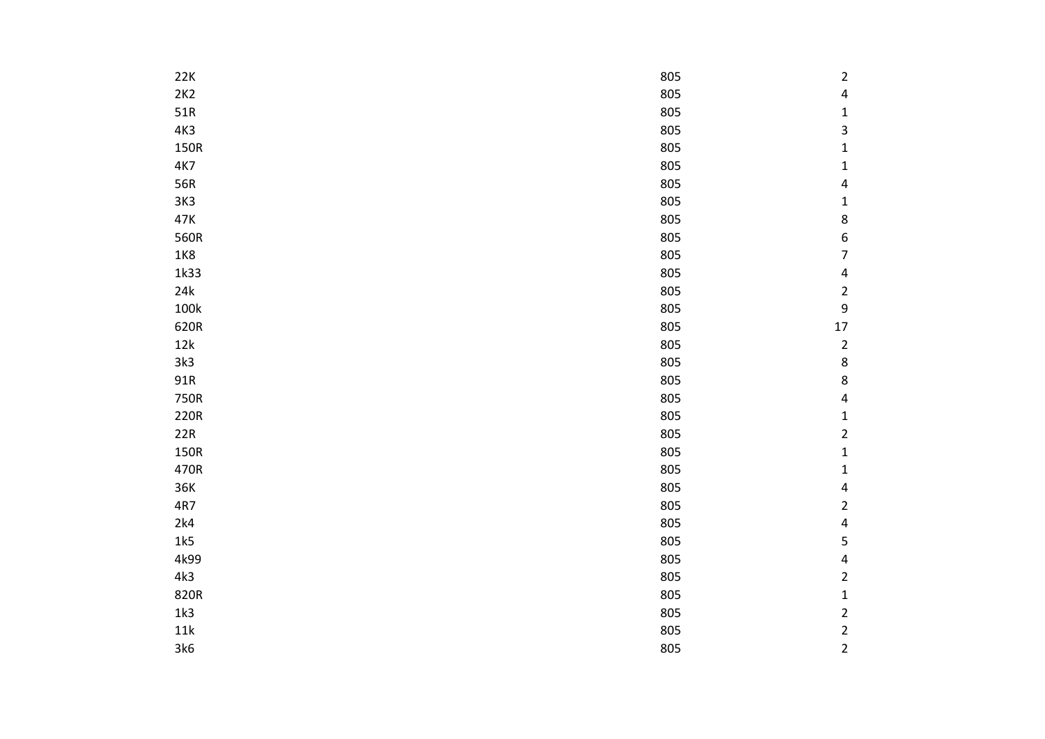| | | |
|---|---|---|
| 22K | 805 | 2 |
| 2K2 | 805 | 4 |
| 51R | 805 | 1 |
| 4K3 | 805 | 3 |
| 150R | 805 | 1 |
| 4K7 | 805 | 1 |
| 56R | 805 | 4 |
| 3K3 | 805 | 1 |
| 47K | 805 | 8 |
| 560R | 805 | 6 |
| 1K8 | 805 | 7 |
| 1k33 | 805 | 4 |
| 24k | 805 | 2 |
| 100k | 805 | 9 |
| 620R | 805 | 17 |
| 12k | 805 | 2 |
| 3k3 | 805 | 8 |
| 91R | 805 | 8 |
| 750R | 805 | 4 |
| 220R | 805 | 1 |
| 22R | 805 | 2 |
| 150R | 805 | 1 |
| 470R | 805 | 1 |
| 36K | 805 | 4 |
| 4R7 | 805 | 2 |
| 2k4 | 805 | 4 |
| 1k5 | 805 | 5 |
| 4k99 | 805 | 4 |
| 4k3 | 805 | 2 |
| 820R | 805 | 1 |
| 1k3 | 805 | 2 |
| 11k | 805 | 2 |
| 3k6 | 805 | 2 |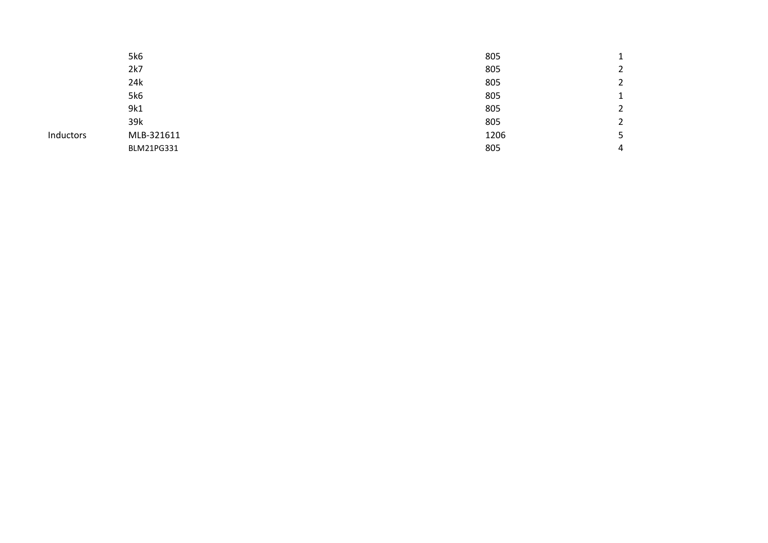| | | | |
|---|---|---|---|
| | 5k6 | 805 | 1 |
| | 2k7 | 805 | 2 |
| | 24k | 805 | 2 |
| | 5k6 | 805 | 1 |
| | 9k1 | 805 | 2 |
| | 39k | 805 | 2 |
| Inductors | MLB-321611 | 1206 | 5 |
| | BLM21PG331 | 805 | 4 |